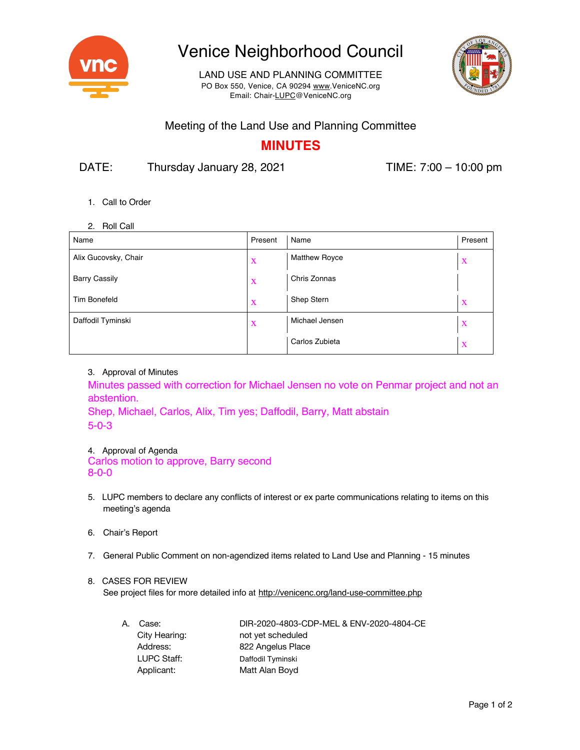# Venice Neighborhood Council

LAND USE AND PLANNING COMMITTEE
PO Box 550, Venice, CA 90294 www.VeniceNC.org
Email: Chair-LUPC@VeniceNC.org

## Meeting of the Land Use and Planning Committee

## MINUTES

DATE: Thursday January 28, 2021 TIME: 7:00 – 10:00 pm

1. Call to Order

2. Roll Call

| Name | Present | Name | Present |
|---|---|---|---|
| Alix Gucovsky, Chair | x | Matthew Royce | x |
| Barry Cassily | x | Chris Zonnas | |
| Tim Bonefeld | x | Shep Stern | x |
| Daffodil Tyminski | x | Michael Jensen | x |
| | | Carlos Zubieta | x |

3. Approval of Minutes

   Minutes passed with correction for Michael Jensen no vote on Penmar project and not an abstention.
   Shep, Michael, Carlos, Alix, Tim yes; Daffodil, Barry, Matt abstain
   5-0-3

4. Approval of Agenda
   Carlos motion to approve, Barry second
   8-0-0

5. LUPC members to declare any conflicts of interest or ex parte communications relating to items on this meeting's agenda

6. Chair's Report

7. General Public Comment on non-agendized items related to Land Use and Planning - 15 minutes

8. CASES FOR REVIEW
   See project files for more detailed info at http://venicenc.org/land-use-committee.php

   A. Case: DIR-2020-4803-CDP-MEL & ENV-2020-4804-CE
      City Hearing: not yet scheduled
      Address: 822 Angelus Place
      LUPC Staff: Daffodil Tyminski
      Applicant: Matt Alan Boyd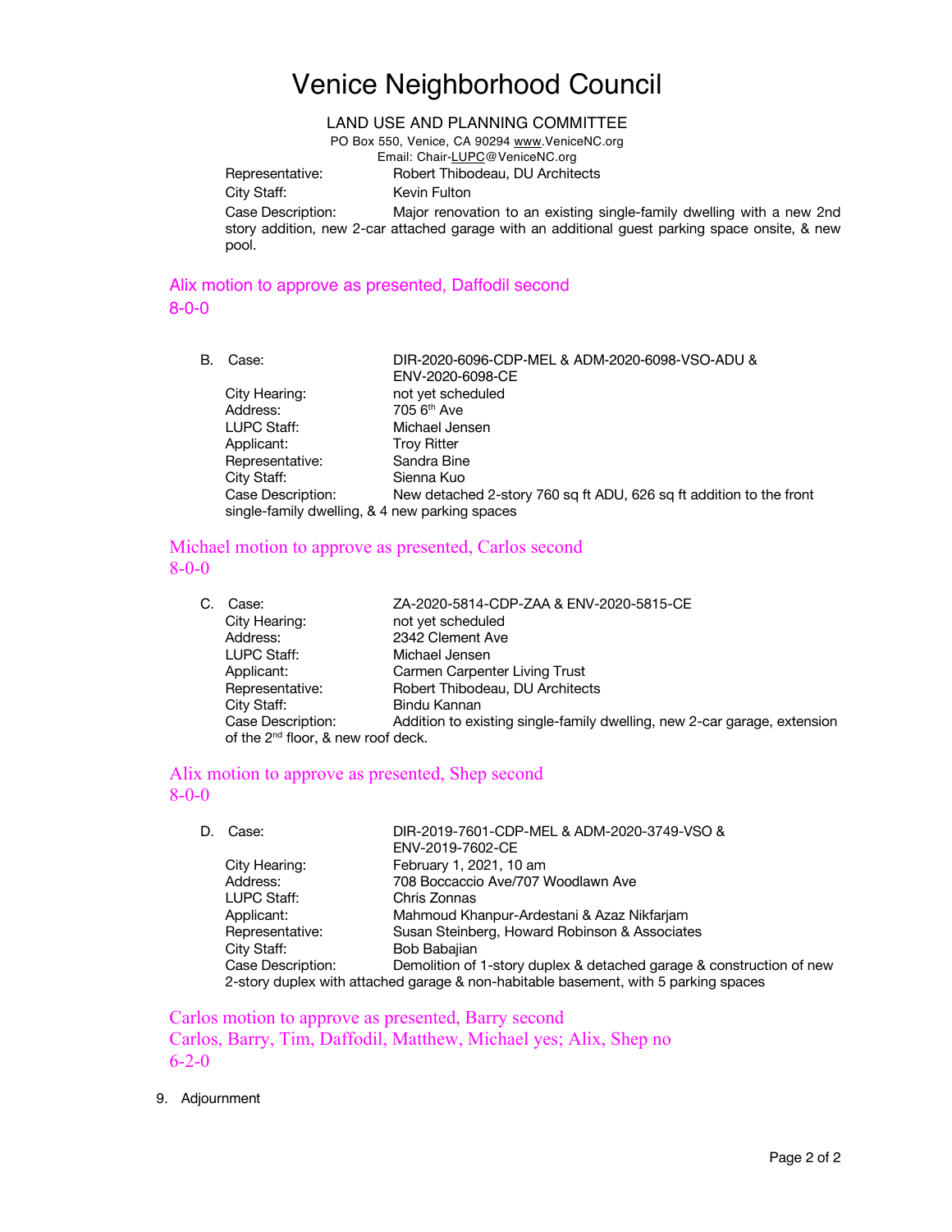# Venice Neighborhood Council

LAND USE AND PLANNING COMMITTEE

PO Box 550, Venice, CA 90294 www.VeniceNC.org

Email: Chair-LUPC@VeniceNC.org

Representative: Robert Thibodeau, DU Architects

City Staff: Kevin Fulton

Case Description: Major renovation to an existing single-family dwelling with a new 2nd story addition, new 2-car attached garage with an additional guest parking space onsite, & new pool.

Alix motion to approve as presented, Daffodil second

8-0-0

B. Case: DIR-2020-6096-CDP-MEL & ADM-2020-6098-VSO-ADU & ENV-2020-6098-CE

City Hearing: not yet scheduled

Address: 705 6th Ave

LUPC Staff: Michael Jensen

Applicant: Troy Ritter

Representative: Sandra Bine

City Staff: Sienna Kuo

Case Description: New detached 2-story 760 sq ft ADU, 626 sq ft addition to the front single-family dwelling, & 4 new parking spaces

Michael motion to approve as presented, Carlos second

8-0-0

C. Case: ZA-2020-5814-CDP-ZAA & ENV-2020-5815-CE

City Hearing: not yet scheduled

Address: 2342 Clement Ave

LUPC Staff: Michael Jensen

Applicant: Carmen Carpenter Living Trust

Representative: Robert Thibodeau, DU Architects

City Staff: Bindu Kannan

Case Description: Addition to existing single-family dwelling, new 2-car garage, extension of the 2nd floor, & new roof deck.

Alix motion to approve as presented, Shep second

8-0-0

D. Case: DIR-2019-7601-CDP-MEL & ADM-2020-3749-VSO & ENV-2019-7602-CE

City Hearing: February 1, 2021, 10 am

Address: 708 Boccaccio Ave/707 Woodlawn Ave

LUPC Staff: Chris Zonnas

Applicant: Mahmoud Khanpur-Ardestani & Azaz Nikfarjam

Representative: Susan Steinberg, Howard Robinson & Associates

City Staff: Bob Babajian

Case Description: Demolition of 1-story duplex & detached garage & construction of new 2-story duplex with attached garage & non-habitable basement, with 5 parking spaces

Carlos motion to approve as presented, Barry second

Carlos, Barry, Tim, Daffodil, Matthew, Michael yes; Alix, Shep no

6-2-0

9. Adjournment